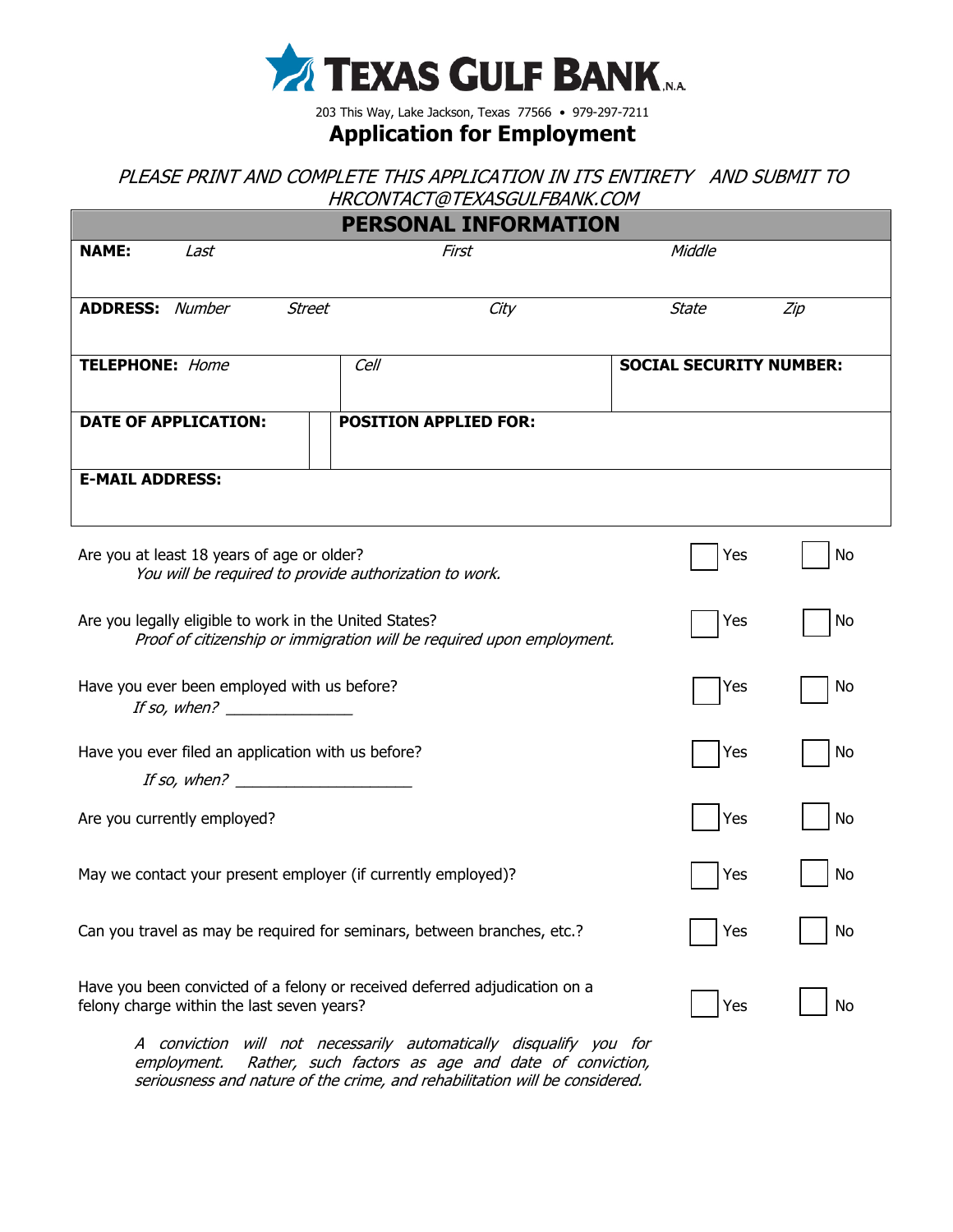# TEXAS GULF BANK, N.A.

203 This Way, Lake Jackson, Texas 77566 • 979-297-7211

## Application for Employment

*PLEASE PRINT AND COMPLETE THIS APPLICATION IN ITS ENTIRETY AND SUBMIT TO HRCONTACT@TEXASGULFBANK.COM*

### PERSONAL INFORMATION

| | | | | |
|---|---|---|---|---|
| **NAME:** *Last* | *First* | | *Middle* | |
| **ADDRESS:** *Number* *Street* | *City* | | *State* | *Zip* |
| **TELEPHONE:** *Home* | *Cell* | | **SOCIAL SECURITY NUMBER:** | |
| **DATE OF APPLICATION:** | **POSITION APPLIED FOR:** | | | |
| **E-MAIL ADDRESS:** | | | | |

Are you at least 18 years of age or older? ☐ Yes ☐ No
*You will be required to provide authorization to work.*

Are you legally eligible to work in the United States? ☐ Yes ☐ No
*Proof of citizenship or immigration will be required upon employment.*

Have you ever been employed with us before? ☐ Yes ☐ No
*If so, when?* _______________

Have you ever filed an application with us before? ☐ Yes ☐ No
*If so, when?* ____________________

Are you currently employed? ☐ Yes ☐ No

May we contact your present employer (if currently employed)? ☐ Yes ☐ No

Can you travel as may be required for seminars, between branches, etc.? ☐ Yes ☐ No

Have you been convicted of a felony or received deferred adjudication on a felony charge within the last seven years? ☐ Yes ☐ No

*A conviction will not necessarily automatically disqualify you for employment. Rather, such factors as age and date of conviction, seriousness and nature of the crime, and rehabilitation will be considered.*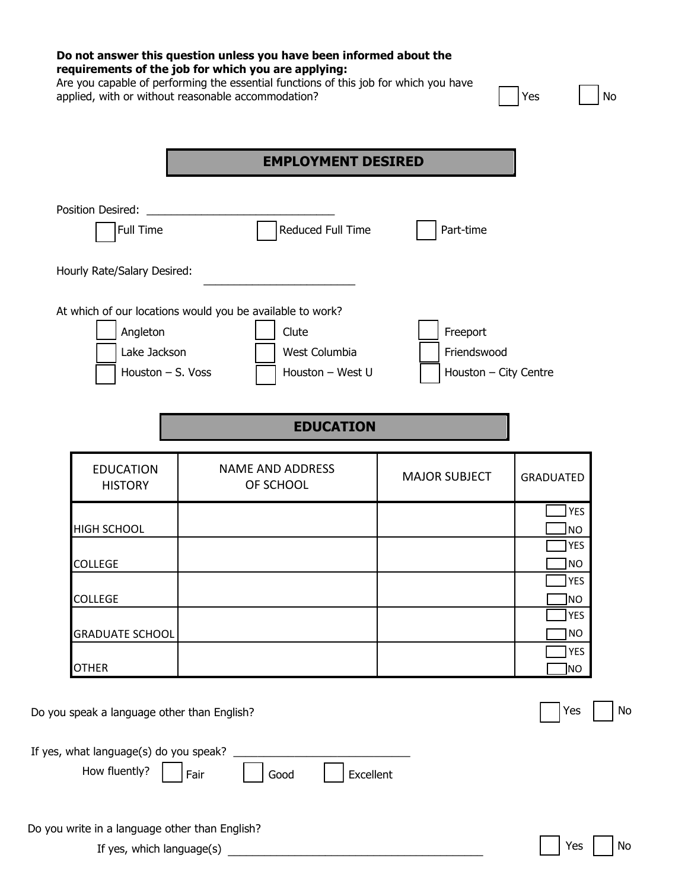**Do not answer this question unless you have been informed about the requirements of the job for which you are applying:**
Are you capable of performing the essential functions of this job for which you have applied, with or without reasonable accommodation? ☐ Yes ☐ No

## EMPLOYMENT DESIRED

Position Desired: ______________________________

☐ Full Time ☐ Reduced Full Time ☐ Part-time

Hourly Rate/Salary Desired: ________________________

At which of our locations would you be available to work?

☐ Angleton ☐ Clute ☐ Freeport
☐ Lake Jackson ☐ West Columbia ☐ Friendswood
☐ Houston – S. Voss ☐ Houston – West U ☐ Houston – City Centre

## EDUCATION

| EDUCATION HISTORY | NAME AND ADDRESS OF SCHOOL | MAJOR SUBJECT | GRADUATED |
|---|---|---|---|
| HIGH SCHOOL | | | ☐ YES ☐ NO |
| COLLEGE | | | ☐ YES ☐ NO |
| COLLEGE | | | ☐ YES ☐ NO |
| GRADUATE SCHOOL | | | ☐ YES ☐ NO |
| OTHER | | | ☐ YES ☐ NO |

Do you speak a language other than English? ☐ Yes ☐ No

If yes, what language(s) do you speak? ____________________________

How fluently? ☐ Fair ☐ Good ☐ Excellent

Do you write in a language other than English? ☐ Yes ☐ No

If yes, which language(s) ________________________________________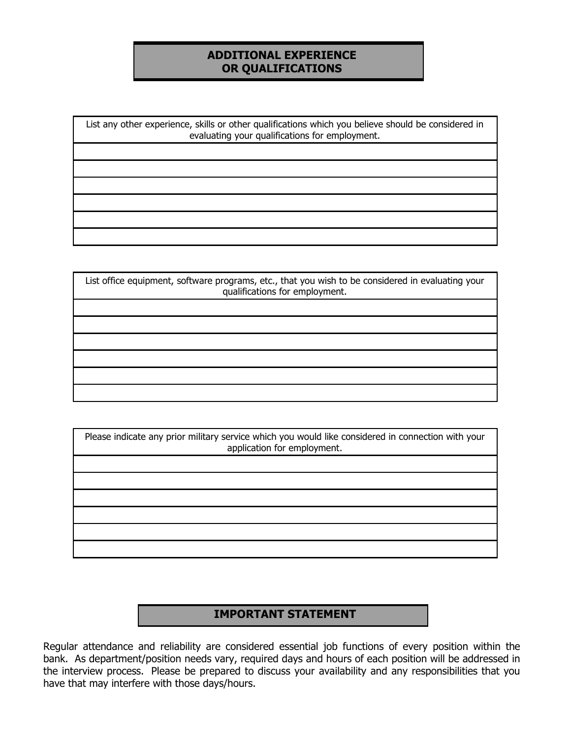## ADDITIONAL EXPERIENCE OR QUALIFICATIONS

| List any other experience, skills or other qualifications which you believe should be considered in evaluating your qualifications for employment. |
| --- |
| |
| |
| |
| |
| |
| |

| List office equipment, software programs, etc., that you wish to be considered in evaluating your qualifications for employment. |
| --- |
| |
| |
| |
| |
| |
| |

| Please indicate any prior military service which you would like considered in connection with your application for employment. |
| --- |
| |
| |
| |
| |
| |
| |

## IMPORTANT STATEMENT

Regular attendance and reliability are considered essential job functions of every position within the bank. As department/position needs vary, required days and hours of each position will be addressed in the interview process. Please be prepared to discuss your availability and any responsibilities that you have that may interfere with those days/hours.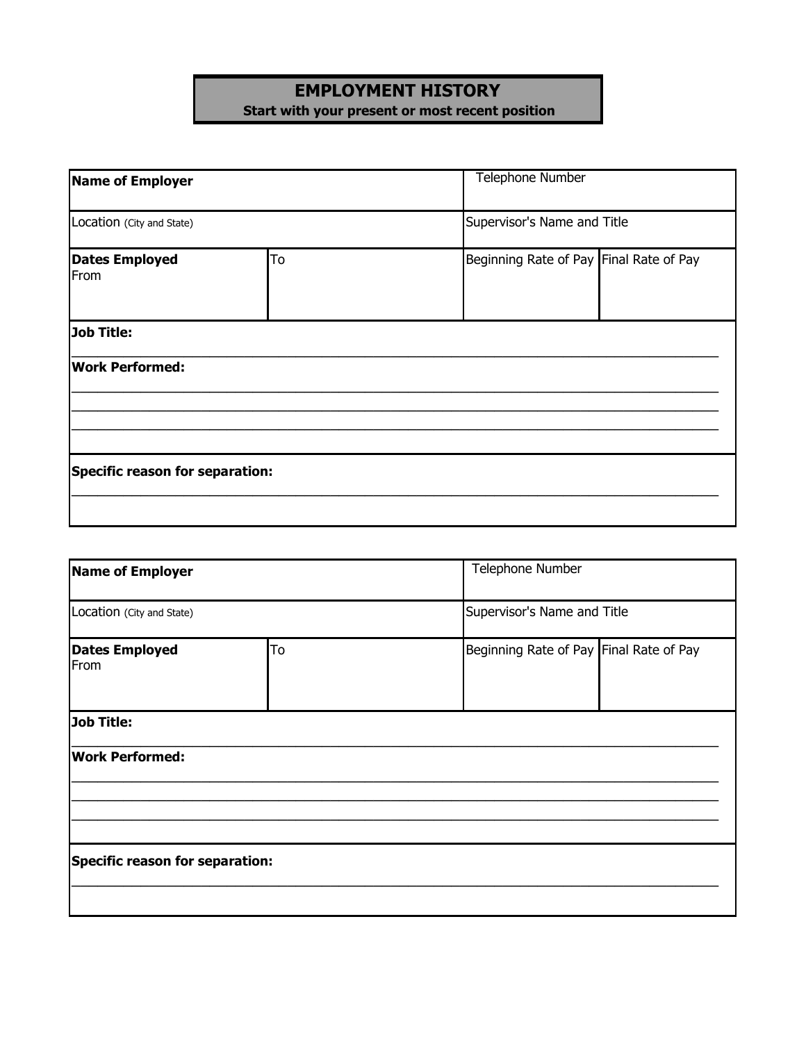# EMPLOYMENT HISTORY

**Start with your present or most recent position**

| **Name of Employer** | | Telephone Number | |
|---|---|---|---|
| Location (City and State) | | Supervisor's Name and Title | |
| **Dates Employed** From | To | Beginning Rate of Pay | Final Rate of Pay |

**Job Title:** ____________________________________________

**Work Performed:**

____________________________________________

____________________________________________

____________________________________________

**Specific reason for separation:**

____________________________________________

| **Name of Employer** | | Telephone Number | |
|---|---|---|---|
| Location (City and State) | | Supervisor's Name and Title | |
| **Dates Employed** From | To | Beginning Rate of Pay | Final Rate of Pay |

**Job Title:** ____________________________________________

**Work Performed:**

____________________________________________

____________________________________________

____________________________________________

**Specific reason for separation:**

____________________________________________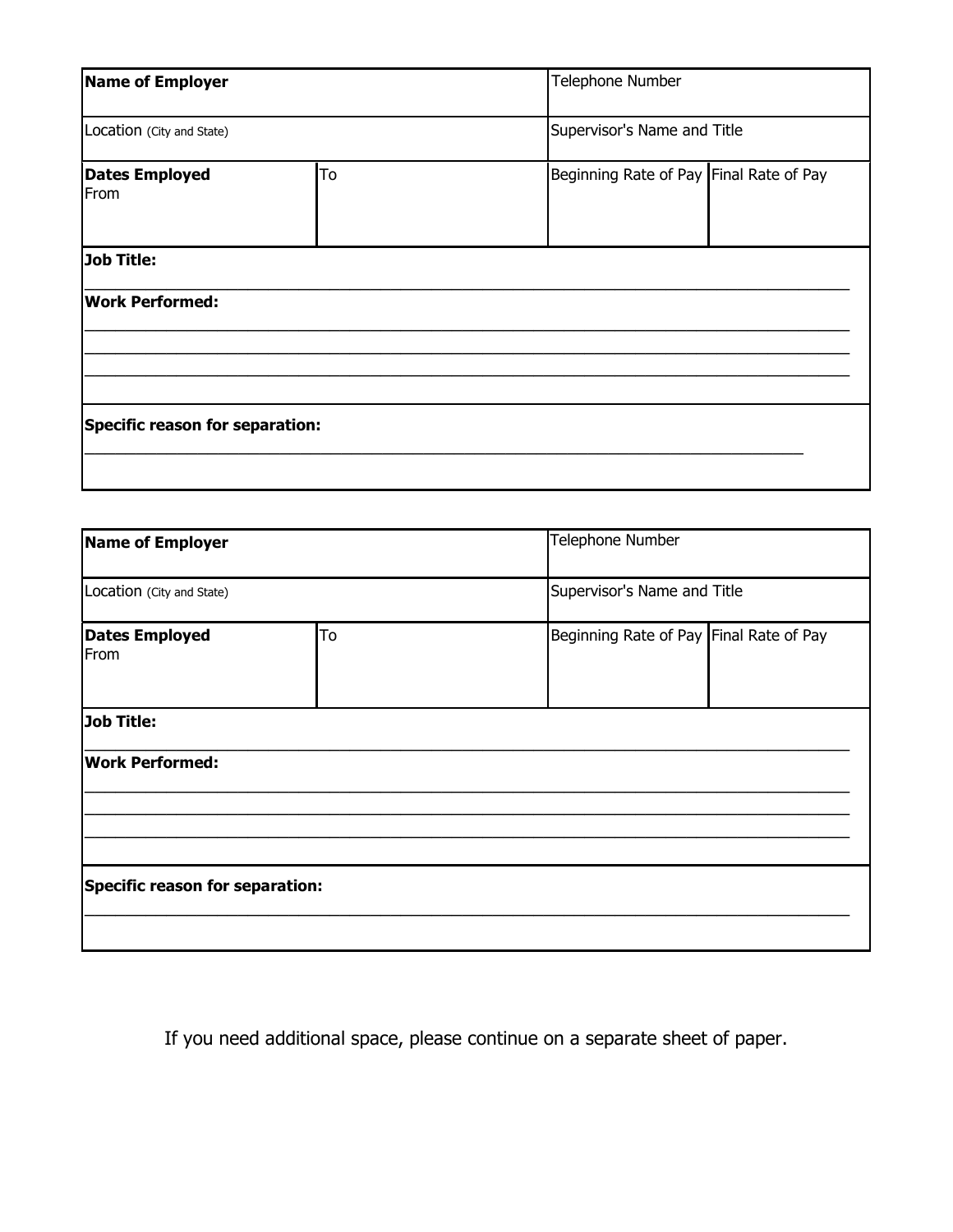| **Name of Employer** | | Telephone Number | |
|---|---|---|---|
| Location (City and State) | | Supervisor's Name and Title | |
| **Dates Employed** From | To | Beginning Rate of Pay | Final Rate of Pay |

**Job Title:** ______________________________________________

**Work Performed:**

______________________________________________

______________________________________________

______________________________________________

**Specific reason for separation:**

______________________________________________

| **Name of Employer** | | Telephone Number | |
|---|---|---|---|
| Location (City and State) | | Supervisor's Name and Title | |
| **Dates Employed** From | To | Beginning Rate of Pay | Final Rate of Pay |

**Job Title:** ______________________________________________

**Work Performed:**

______________________________________________

______________________________________________

______________________________________________

**Specific reason for separation:**

______________________________________________

If you need additional space, please continue on a separate sheet of paper.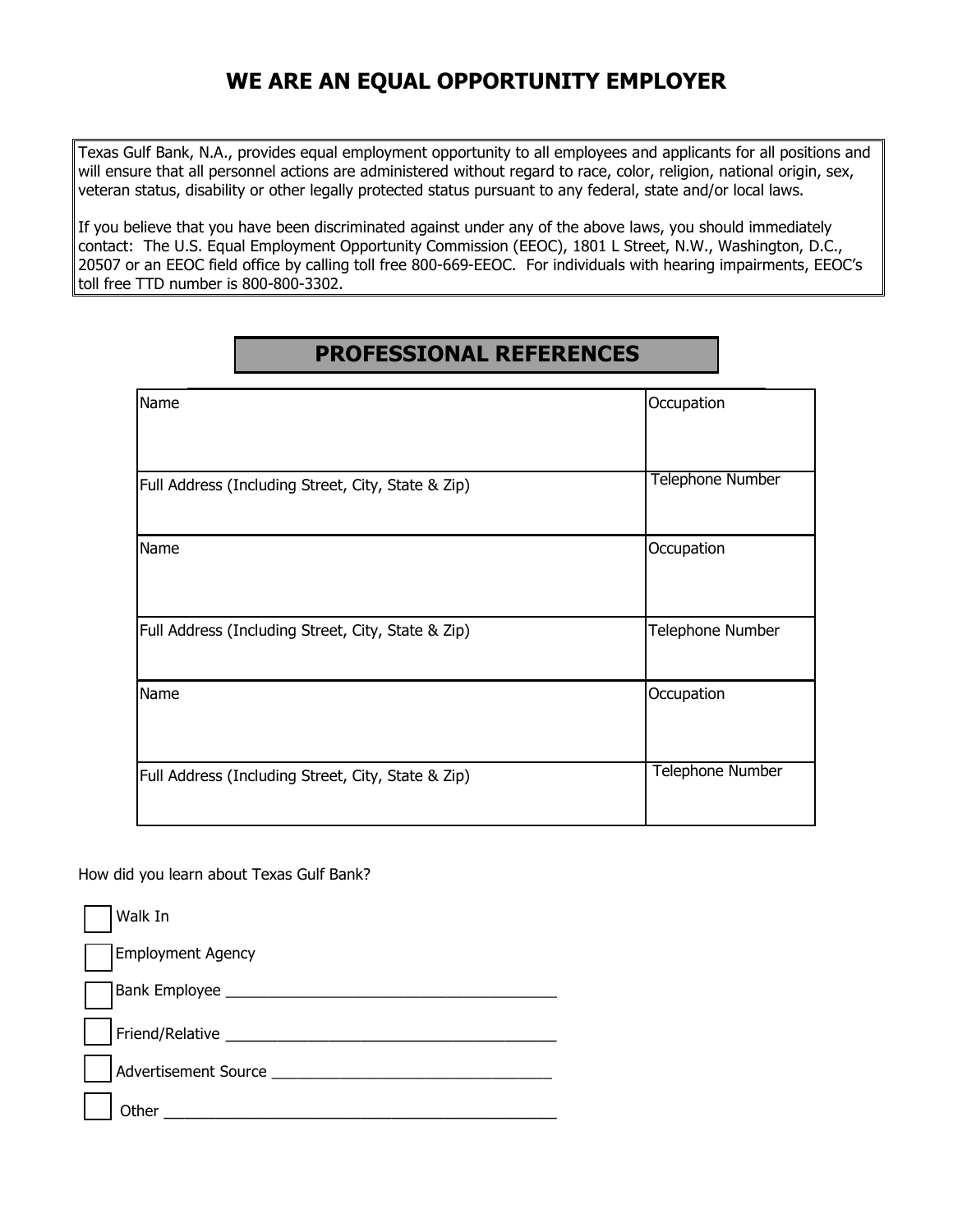# WE ARE AN EQUAL OPPORTUNITY EMPLOYER

Texas Gulf Bank, N.A., provides equal employment opportunity to all employees and applicants for all positions and will ensure that all personnel actions are administered without regard to race, color, religion, national origin, sex, veteran status, disability or other legally protected status pursuant to any federal, state and/or local laws.

If you believe that you have been discriminated against under any of the above laws, you should immediately contact: The U.S. Equal Employment Opportunity Commission (EEOC), 1801 L Street, N.W., Washington, D.C., 20507 or an EEOC field office by calling toll free 800-669-EEOC. For individuals with hearing impairments, EEOC's toll free TTD number is 800-800-3302.

## PROFESSIONAL REFERENCES

| Name | Occupation |
|---|---|
| Full Address (Including Street, City, State & Zip) | Telephone Number |
| Name | Occupation |
| Full Address (Including Street, City, State & Zip) | Telephone Number |
| Name | Occupation |
| Full Address (Including Street, City, State & Zip) | Telephone Number |

How did you learn about Texas Gulf Bank?

- ☐ Walk In
- ☐ Employment Agency
- ☐ Bank Employee ______________________________
- ☐ Friend/Relative ______________________________
- ☐ Advertisement Source __________________________
- ☐ Other ____________________________________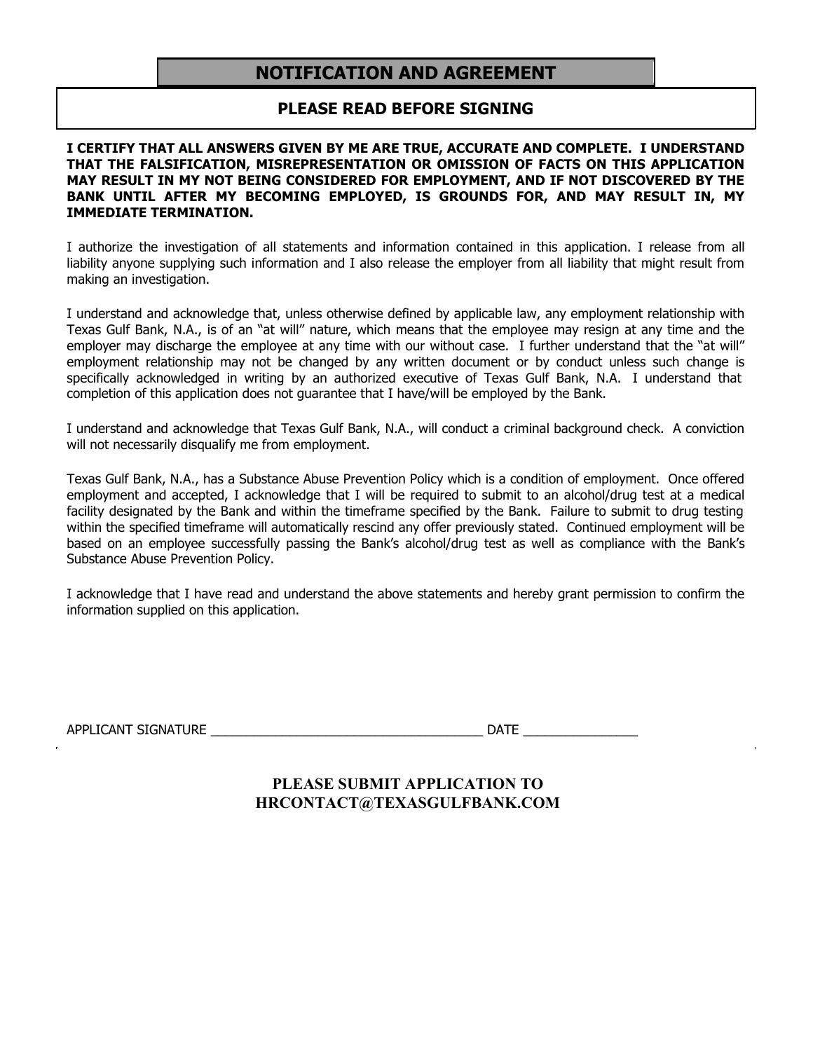# NOTIFICATION AND AGREEMENT

## PLEASE READ BEFORE SIGNING

**I CERTIFY THAT ALL ANSWERS GIVEN BY ME ARE TRUE, ACCURATE AND COMPLETE. I UNDERSTAND THAT THE FALSIFICATION, MISREPRESENTATION OR OMISSION OF FACTS ON THIS APPLICATION MAY RESULT IN MY NOT BEING CONSIDERED FOR EMPLOYMENT, AND IF NOT DISCOVERED BY THE BANK UNTIL AFTER MY BECOMING EMPLOYED, IS GROUNDS FOR, AND MAY RESULT IN, MY IMMEDIATE TERMINATION.**

I authorize the investigation of all statements and information contained in this application. I release from all liability anyone supplying such information and I also release the employer from all liability that might result from making an investigation.

I understand and acknowledge that, unless otherwise defined by applicable law, any employment relationship with Texas Gulf Bank, N.A., is of an "at will" nature, which means that the employee may resign at any time and the employer may discharge the employee at any time with our without case. I further understand that the "at will" employment relationship may not be changed by any written document or by conduct unless such change is specifically acknowledged in writing by an authorized executive of Texas Gulf Bank, N.A. I understand that completion of this application does not guarantee that I have/will be employed by the Bank.

I understand and acknowledge that Texas Gulf Bank, N.A., will conduct a criminal background check. A conviction will not necessarily disqualify me from employment.

Texas Gulf Bank, N.A., has a Substance Abuse Prevention Policy which is a condition of employment. Once offered employment and accepted, I acknowledge that I will be required to submit to an alcohol/drug test at a medical facility designated by the Bank and within the timeframe specified by the Bank. Failure to submit to drug testing within the specified timeframe will automatically rescind any offer previously stated. Continued employment will be based on an employee successfully passing the Bank's alcohol/drug test as well as compliance with the Bank's Substance Abuse Prevention Policy.

I acknowledge that I have read and understand the above statements and hereby grant permission to confirm the information supplied on this application.

APPLICANT SIGNATURE ______________________________________ DATE ________________

**PLEASE SUBMIT APPLICATION TO HRCONTACT@TEXASGULFBANK.COM**